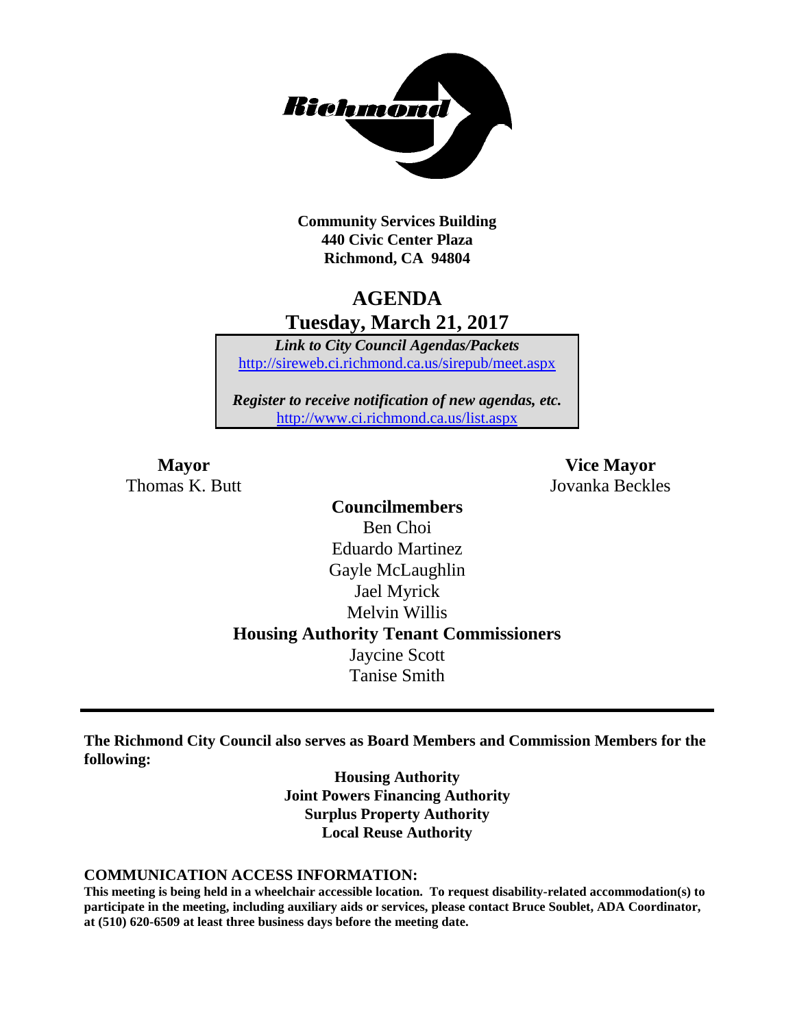**Community Services Building**
**440 Civic Center Plaza**
**Richmond, CA 94804**

# AGENDA

## Tuesday, March 21, 2017

***Link to City Council Agendas/Packets***
http://sireweb.ci.richmond.ca.us/sirepub/meet.aspx

***Register to receive notification of new agendas, etc.***
http://www.ci.richmond.ca.us/list.aspx

**Mayor**
Thomas K. Butt

**Vice Mayor**
Jovanka Beckles

**Councilmembers**
Ben Choi
Eduardo Martinez
Gayle McLaughlin
Jael Myrick
Melvin Willis

**Housing Authority Tenant Commissioners**
Jaycine Scott
Tanise Smith

---

**The Richmond City Council also serves as Board Members and Commission Members for the following:**

**Housing Authority**
**Joint Powers Financing Authority**
**Surplus Property Authority**
**Local Reuse Authority**

**COMMUNICATION ACCESS INFORMATION:**
**This meeting is being held in a wheelchair accessible location. To request disability-related accommodation(s) to participate in the meeting, including auxiliary aids or services, please contact Bruce Soublet, ADA Coordinator, at (510) 620-6509 at least three business days before the meeting date.**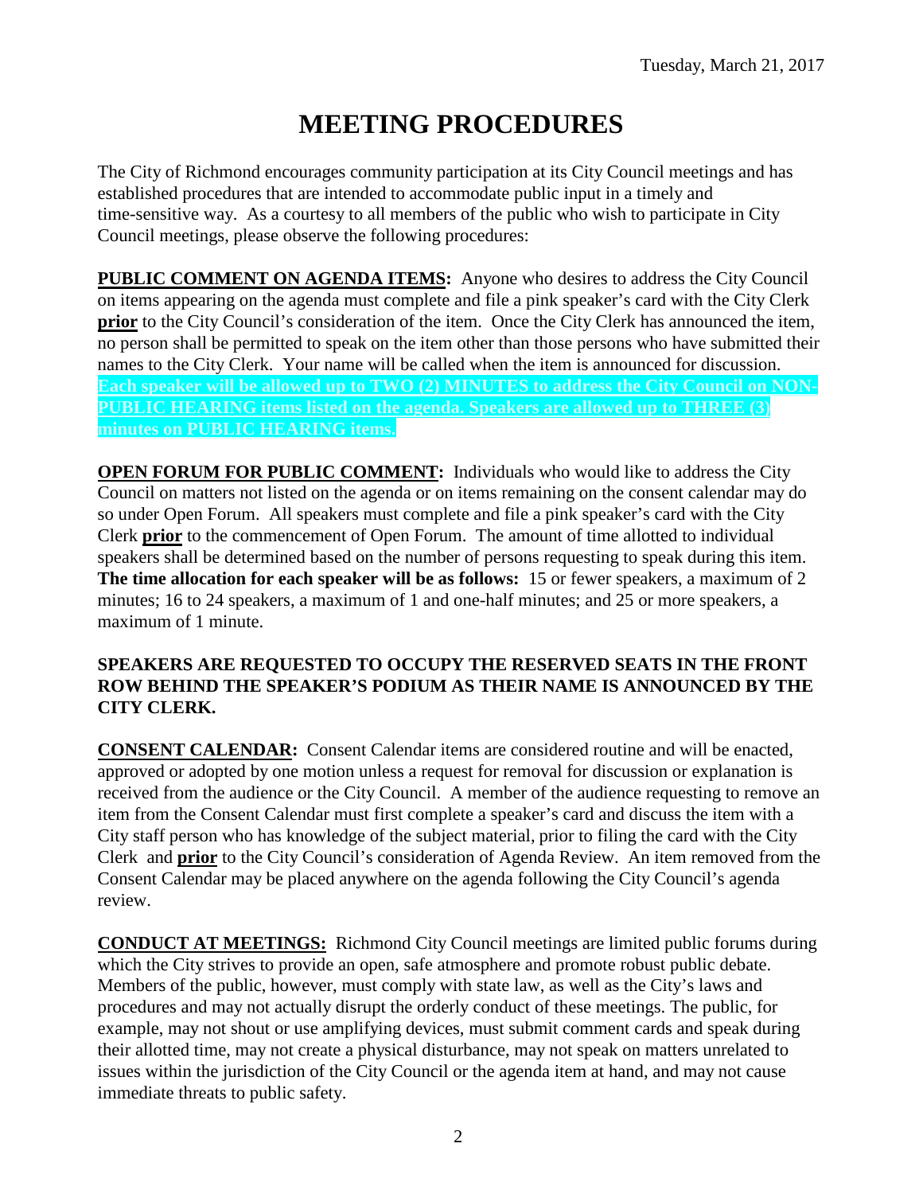Tuesday, March 21, 2017

# MEETING PROCEDURES

The City of Richmond encourages community participation at its City Council meetings and has established procedures that are intended to accommodate public input in a timely and time-sensitive way. As a courtesy to all members of the public who wish to participate in City Council meetings, please observe the following procedures:

**PUBLIC COMMENT ON AGENDA ITEMS:** Anyone who desires to address the City Council on items appearing on the agenda must complete and file a pink speaker's card with the City Clerk **prior** to the City Council's consideration of the item. Once the City Clerk has announced the item, no person shall be permitted to speak on the item other than those persons who have submitted their names to the City Clerk. Your name will be called when the item is announced for discussion. **Each speaker will be allowed up to TWO (2) MINUTES to address the City Council on NON-PUBLIC HEARING items listed on the agenda. Speakers are allowed up to THREE (3) minutes on PUBLIC HEARING items.**

**OPEN FORUM FOR PUBLIC COMMENT:** Individuals who would like to address the City Council on matters not listed on the agenda or on items remaining on the consent calendar may do so under Open Forum. All speakers must complete and file a pink speaker's card with the City Clerk **prior** to the commencement of Open Forum. The amount of time allotted to individual speakers shall be determined based on the number of persons requesting to speak during this item. **The time allocation for each speaker will be as follows:** 15 or fewer speakers, a maximum of 2 minutes; 16 to 24 speakers, a maximum of 1 and one-half minutes; and 25 or more speakers, a maximum of 1 minute.

**SPEAKERS ARE REQUESTED TO OCCUPY THE RESERVED SEATS IN THE FRONT ROW BEHIND THE SPEAKER'S PODIUM AS THEIR NAME IS ANNOUNCED BY THE CITY CLERK.**

**CONSENT CALENDAR:** Consent Calendar items are considered routine and will be enacted, approved or adopted by one motion unless a request for removal for discussion or explanation is received from the audience or the City Council. A member of the audience requesting to remove an item from the Consent Calendar must first complete a speaker's card and discuss the item with a City staff person who has knowledge of the subject material, prior to filing the card with the City Clerk and **prior** to the City Council's consideration of Agenda Review. An item removed from the Consent Calendar may be placed anywhere on the agenda following the City Council's agenda review.

**CONDUCT AT MEETINGS:** Richmond City Council meetings are limited public forums during which the City strives to provide an open, safe atmosphere and promote robust public debate. Members of the public, however, must comply with state law, as well as the City's laws and procedures and may not actually disrupt the orderly conduct of these meetings. The public, for example, may not shout or use amplifying devices, must submit comment cards and speak during their allotted time, may not create a physical disturbance, may not speak on matters unrelated to issues within the jurisdiction of the City Council or the agenda item at hand, and may not cause immediate threats to public safety.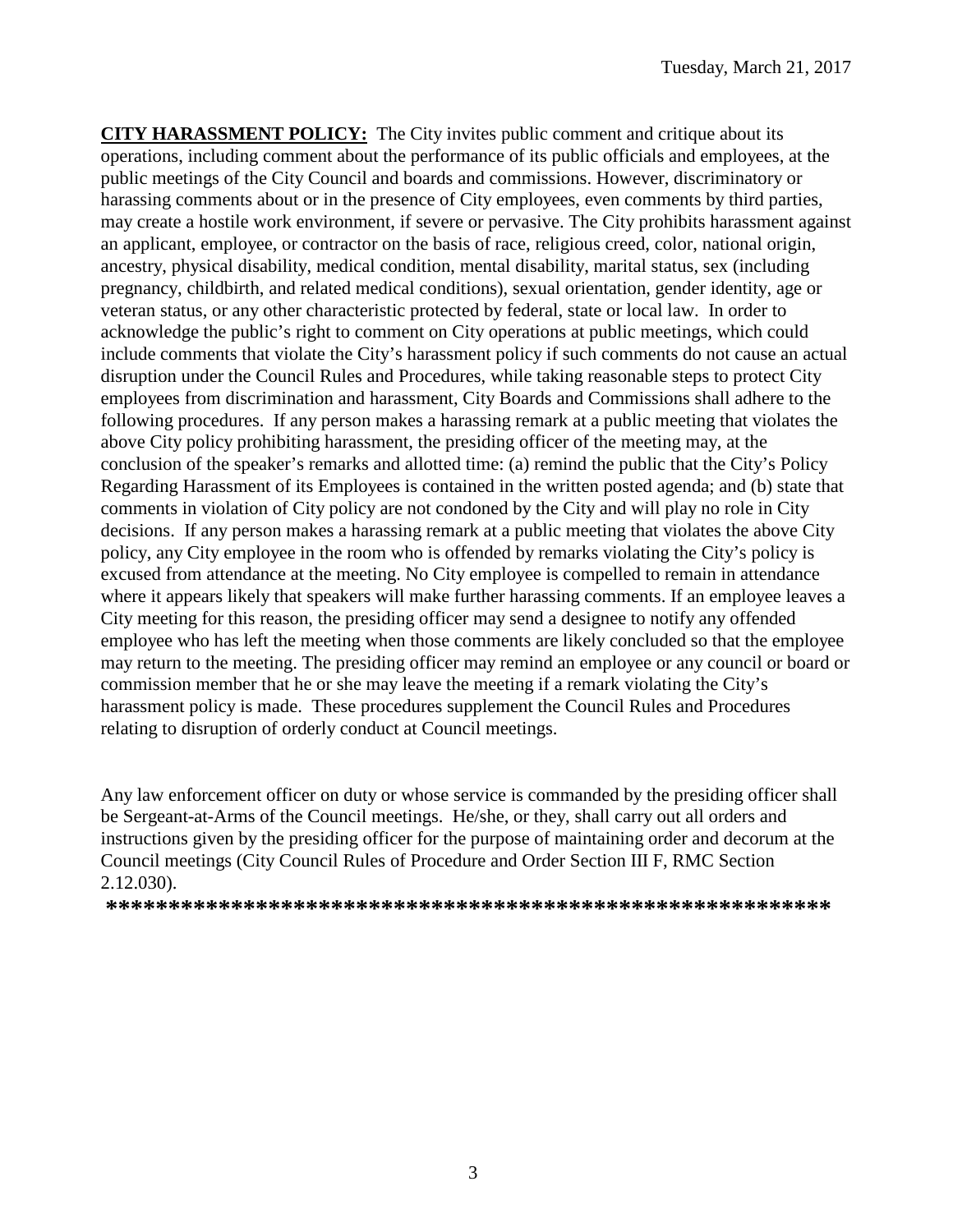**CITY HARASSMENT POLICY:** The City invites public comment and critique about its operations, including comment about the performance of its public officials and employees, at the public meetings of the City Council and boards and commissions. However, discriminatory or harassing comments about or in the presence of City employees, even comments by third parties, may create a hostile work environment, if severe or pervasive. The City prohibits harassment against an applicant, employee, or contractor on the basis of race, religious creed, color, national origin, ancestry, physical disability, medical condition, mental disability, marital status, sex (including pregnancy, childbirth, and related medical conditions), sexual orientation, gender identity, age or veteran status, or any other characteristic protected by federal, state or local law. In order to acknowledge the public's right to comment on City operations at public meetings, which could include comments that violate the City's harassment policy if such comments do not cause an actual disruption under the Council Rules and Procedures, while taking reasonable steps to protect City employees from discrimination and harassment, City Boards and Commissions shall adhere to the following procedures. If any person makes a harassing remark at a public meeting that violates the above City policy prohibiting harassment, the presiding officer of the meeting may, at the conclusion of the speaker's remarks and allotted time: (a) remind the public that the City's Policy Regarding Harassment of its Employees is contained in the written posted agenda; and (b) state that comments in violation of City policy are not condoned by the City and will play no role in City decisions. If any person makes a harassing remark at a public meeting that violates the above City policy, any City employee in the room who is offended by remarks violating the City's policy is excused from attendance at the meeting. No City employee is compelled to remain in attendance where it appears likely that speakers will make further harassing comments. If an employee leaves a City meeting for this reason, the presiding officer may send a designee to notify any offended employee who has left the meeting when those comments are likely concluded so that the employee may return to the meeting. The presiding officer may remind an employee or any council or board or commission member that he or she may leave the meeting if a remark violating the City's harassment policy is made. These procedures supplement the Council Rules and Procedures relating to disruption of orderly conduct at Council meetings.

Any law enforcement officer on duty or whose service is commanded by the presiding officer shall be Sergeant-at-Arms of the Council meetings. He/she, or they, shall carry out all orders and instructions given by the presiding officer for the purpose of maintaining order and decorum at the Council meetings (City Council Rules of Procedure and Order Section III F, RMC Section 2.12.030).

**\*\*\*\*\*\*\*\*\*\*\*\*\*\*\*\*\*\*\*\*\*\*\*\*\*\*\*\*\*\*\*\*\*\*\*\*\*\*\*\*\*\*\*\*\*\*\*\*\*\*\*\*\*\*\*\*\*\*\*\***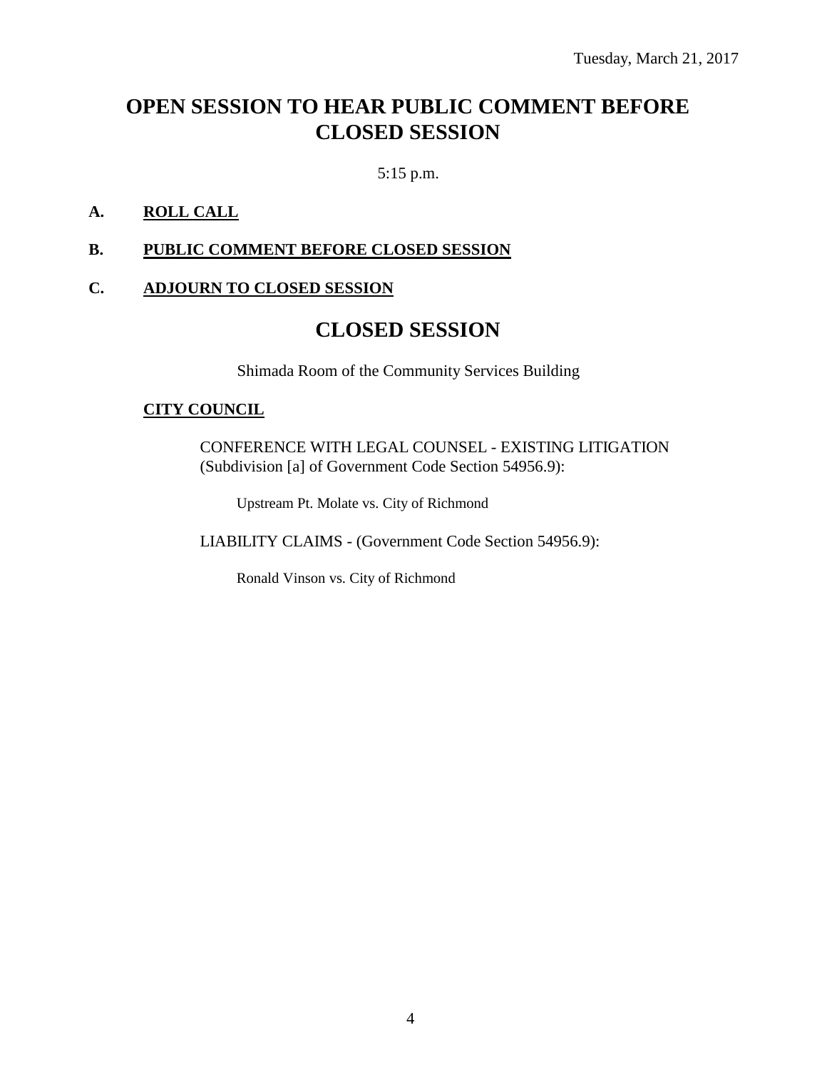Tuesday, March 21, 2017

# OPEN SESSION TO HEAR PUBLIC COMMENT BEFORE CLOSED SESSION

5:15 p.m.

**A. ROLL CALL**

**B. PUBLIC COMMENT BEFORE CLOSED SESSION**

**C. ADJOURN TO CLOSED SESSION**

# CLOSED SESSION

Shimada Room of the Community Services Building

**CITY COUNCIL**

CONFERENCE WITH LEGAL COUNSEL - EXISTING LITIGATION (Subdivision [a] of Government Code Section 54956.9):

Upstream Pt. Molate vs. City of Richmond

LIABILITY CLAIMS - (Government Code Section 54956.9):

Ronald Vinson vs. City of Richmond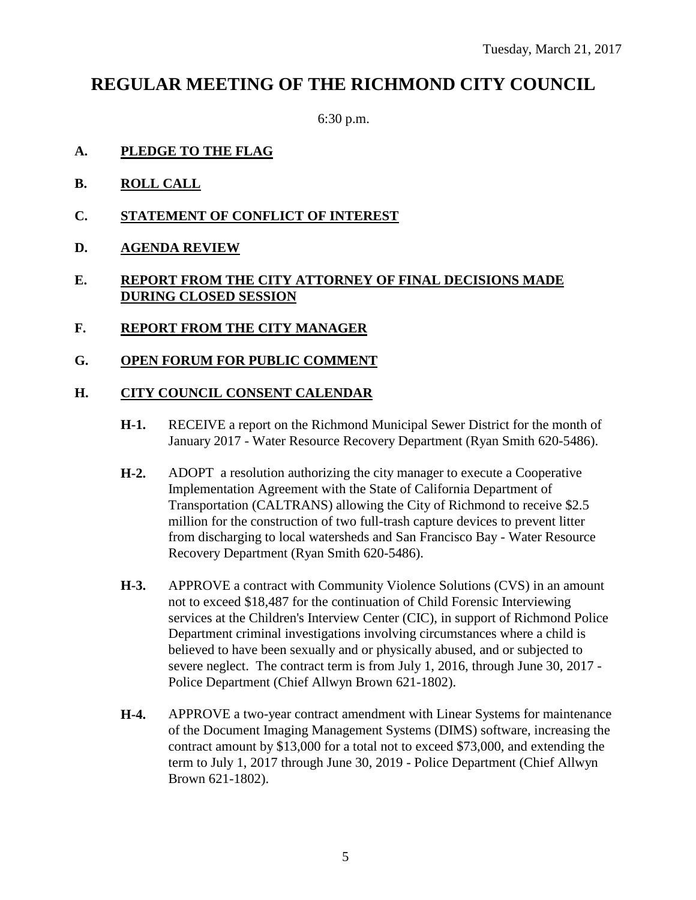Tuesday, March 21, 2017

# REGULAR MEETING OF THE RICHMOND CITY COUNCIL

6:30 p.m.

## A. PLEDGE TO THE FLAG

## B. ROLL CALL

## C. STATEMENT OF CONFLICT OF INTEREST

## D. AGENDA REVIEW

## E. REPORT FROM THE CITY ATTORNEY OF FINAL DECISIONS MADE DURING CLOSED SESSION

## F. REPORT FROM THE CITY MANAGER

## G. OPEN FORUM FOR PUBLIC COMMENT

## H. CITY COUNCIL CONSENT CALENDAR

**H-1.** RECEIVE a report on the Richmond Municipal Sewer District for the month of January 2017 - Water Resource Recovery Department (Ryan Smith 620-5486).

**H-2.** ADOPT a resolution authorizing the city manager to execute a Cooperative Implementation Agreement with the State of California Department of Transportation (CALTRANS) allowing the City of Richmond to receive $2.5 million for the construction of two full-trash capture devices to prevent litter from discharging to local watersheds and San Francisco Bay - Water Resource Recovery Department (Ryan Smith 620-5486).

**H-3.** APPROVE a contract with Community Violence Solutions (CVS) in an amount not to exceed $18,487 for the continuation of Child Forensic Interviewing services at the Children's Interview Center (CIC), in support of Richmond Police Department criminal investigations involving circumstances where a child is believed to have been sexually and or physically abused, and or subjected to severe neglect. The contract term is from July 1, 2016, through June 30, 2017 - Police Department (Chief Allwyn Brown 621-1802).

**H-4.** APPROVE a two-year contract amendment with Linear Systems for maintenance of the Document Imaging Management Systems (DIMS) software, increasing the contract amount by $13,000 for a total not to exceed $73,000, and extending the term to July 1, 2017 through June 30, 2019 - Police Department (Chief Allwyn Brown 621-1802).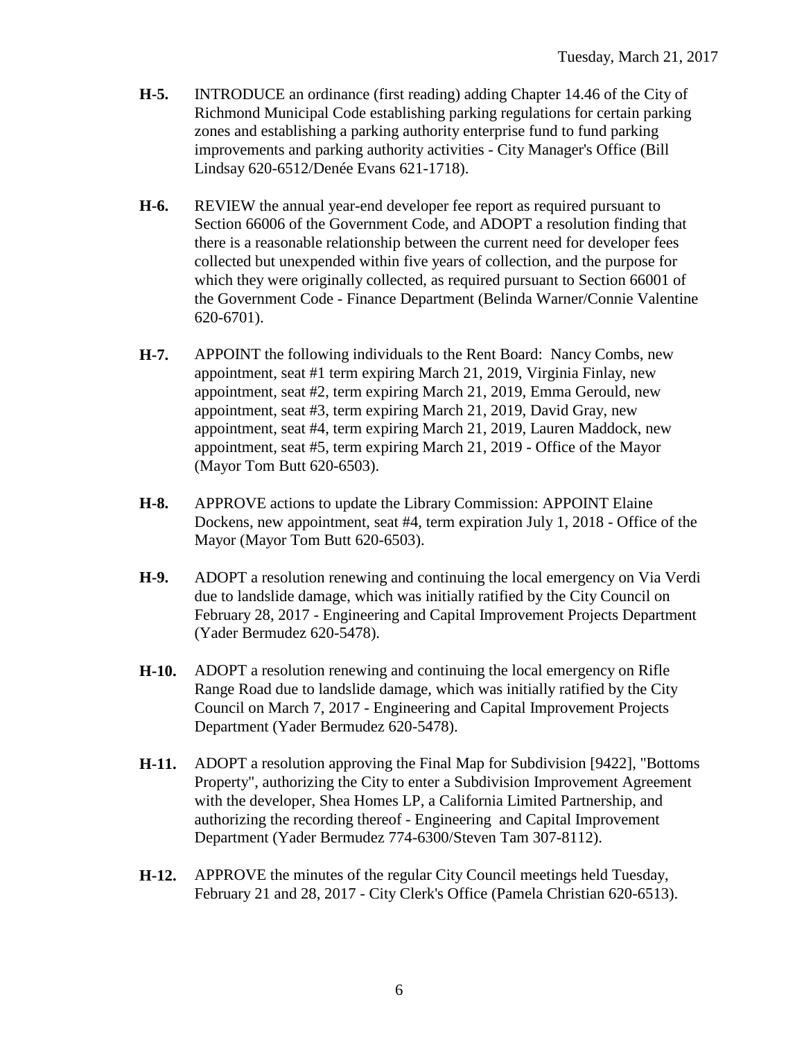**H-5.** INTRODUCE an ordinance (first reading) adding Chapter 14.46 of the City of Richmond Municipal Code establishing parking regulations for certain parking zones and establishing a parking authority enterprise fund to fund parking improvements and parking authority activities - City Manager's Office (Bill Lindsay 620-6512/Denée Evans 621-1718).

**H-6.** REVIEW the annual year-end developer fee report as required pursuant to Section 66006 of the Government Code, and ADOPT a resolution finding that there is a reasonable relationship between the current need for developer fees collected but unexpended within five years of collection, and the purpose for which they were originally collected, as required pursuant to Section 66001 of the Government Code - Finance Department (Belinda Warner/Connie Valentine 620-6701).

**H-7.** APPOINT the following individuals to the Rent Board: Nancy Combs, new appointment, seat #1 term expiring March 21, 2019, Virginia Finlay, new appointment, seat #2, term expiring March 21, 2019, Emma Gerould, new appointment, seat #3, term expiring March 21, 2019, David Gray, new appointment, seat #4, term expiring March 21, 2019, Lauren Maddock, new appointment, seat #5, term expiring March 21, 2019 - Office of the Mayor (Mayor Tom Butt 620-6503).

**H-8.** APPROVE actions to update the Library Commission: APPOINT Elaine Dockens, new appointment, seat #4, term expiration July 1, 2018 - Office of the Mayor (Mayor Tom Butt 620-6503).

**H-9.** ADOPT a resolution renewing and continuing the local emergency on Via Verdi due to landslide damage, which was initially ratified by the City Council on February 28, 2017 - Engineering and Capital Improvement Projects Department (Yader Bermudez 620-5478).

**H-10.** ADOPT a resolution renewing and continuing the local emergency on Rifle Range Road due to landslide damage, which was initially ratified by the City Council on March 7, 2017 - Engineering and Capital Improvement Projects Department (Yader Bermudez 620-5478).

**H-11.** ADOPT a resolution approving the Final Map for Subdivision [9422], "Bottoms Property", authorizing the City to enter a Subdivision Improvement Agreement with the developer, Shea Homes LP, a California Limited Partnership, and authorizing the recording thereof - Engineering and Capital Improvement Department (Yader Bermudez 774-6300/Steven Tam 307-8112).

**H-12.** APPROVE the minutes of the regular City Council meetings held Tuesday, February 21 and 28, 2017 - City Clerk's Office (Pamela Christian 620-6513).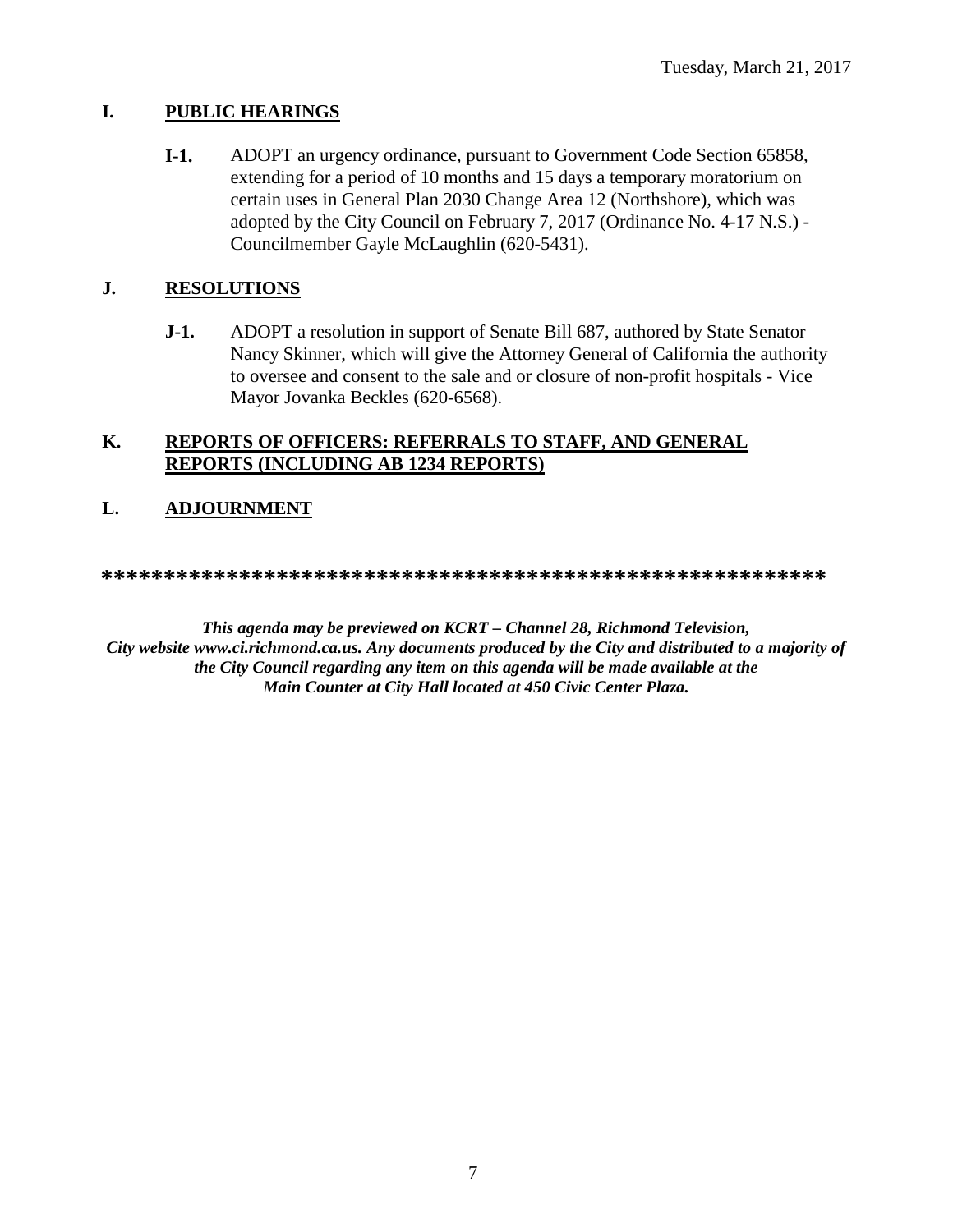## I. PUBLIC HEARINGS

**I-1.** ADOPT an urgency ordinance, pursuant to Government Code Section 65858, extending for a period of 10 months and 15 days a temporary moratorium on certain uses in General Plan 2030 Change Area 12 (Northshore), which was adopted by the City Council on February 7, 2017 (Ordinance No. 4-17 N.S.) - Councilmember Gayle McLaughlin (620-5431).

## J. RESOLUTIONS

**J-1.** ADOPT a resolution in support of Senate Bill 687, authored by State Senator Nancy Skinner, which will give the Attorney General of California the authority to oversee and consent to the sale and or closure of non-profit hospitals - Vice Mayor Jovanka Beckles (620-6568).

## K. REPORTS OF OFFICERS: REFERRALS TO STAFF, AND GENERAL REPORTS (INCLUDING AB 1234 REPORTS)

## L. ADJOURNMENT

**************************************************************

***This agenda may be previewed on KCRT – Channel 28, Richmond Television, City website www.ci.richmond.ca.us. Any documents produced by the City and distributed to a majority of the City Council regarding any item on this agenda will be made available at the Main Counter at City Hall located at 450 Civic Center Plaza.***